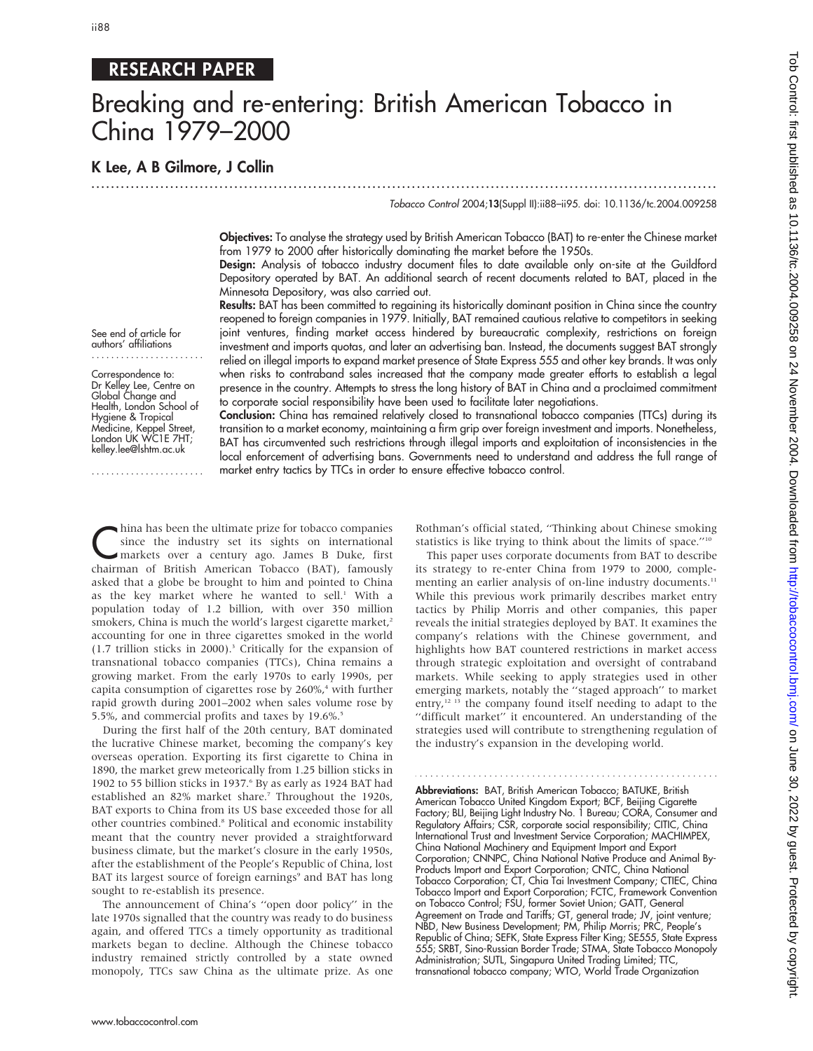RESEARCH PAPER

# Breaking and re-entering: British American Tobacco in China 1979–2000

**K Lee, A B Gilmore, J Collin**

*Tobacco Control* 2004;**13**(Suppl II):ii88–ii95. doi: 10.1136/tc.2004.009258

See end of article for authors' affiliations

Correspondence to: Dr Kelley Lee, Centre on Global Change and Health, London School of Hygiene & Tropical Medicine, Keppel Street, London UK WC1E 7HT; kelley.lee@lshtm.ac.uk

**Objectives:** To analyse the strategy used by British American Tobacco (BAT) to re-enter the Chinese market from 1979 to 2000 after historically dominating the market before the 1950s.

**Design:** Analysis of tobacco industry document files to date available only on-site at the Guildford Depository operated by BAT. An additional search of recent documents related to BAT, placed in the Minnesota Depository, was also carried out.

**Results:** BAT has been committed to regaining its historically dominant position in China since the country reopened to foreign companies in 1979. Initially, BAT remained cautious relative to competitors in seeking joint ventures, finding market access hindered by bureaucratic complexity, restrictions on foreign investment and imports quotas, and later an advertising ban. Instead, the documents suggest BAT strongly relied on illegal imports to expand market presence of State Express 555 and other key brands. It was only when risks to contraband sales increased that the company made greater efforts to establish a legal presence in the country. Attempts to stress the long history of BAT in China and a proclaimed commitment to corporate social responsibility have been used to facilitate later negotiations.

**Conclusion:** China has remained relatively closed to transnational tobacco companies (TTCs) during its transition to a market economy, maintaining a firm grip over foreign investment and imports. Nonetheless, BAT has circumvented such restrictions through illegal imports and exploitation of inconsistencies in the local enforcement of advertising bans. Governments need to understand and address the full range of market entry tactics by TTCs in order to ensure effective tobacco control.

China has been the ultimate prize for tobacco companies since the industry set its sights on international markets over a century ago. James B Duke, first chairman of British American Tobacco (BAT), famously asked that a globe be brought to him and pointed to China as the key market where he wanted to sell.[1] With a population today of 1.2 billion, with over 350 million smokers, China is much the world's largest cigarette market,[2] accounting for one in three cigarettes smoked in the world (1.7 trillion sticks in 2000).[3] Critically for the expansion of transnational tobacco companies (TTCs), China remains a growing market. From the early 1970s to early 1990s, per capita consumption of cigarettes rose by 260%,[4] with further rapid growth during 2001–2002 when sales volume rose by 5.5%, and commercial profits and taxes by 19.6%.[5]

During the first half of the 20th century, BAT dominated the lucrative Chinese market, becoming the company's key overseas operation. Exporting its first cigarette to China in 1890, the market grew meteorically from 1.25 billion sticks in 1902 to 55 billion sticks in 1937.[6] By as early as 1924 BAT had established an 82% market share.[7] Throughout the 1920s, BAT exports to China from its US base exceeded those for all other countries combined.[8] Political and economic instability meant that the country never provided a straightforward business climate, but the market's closure in the early 1950s, after the establishment of the People's Republic of China, lost BAT its largest source of foreign earnings[9] and BAT has long sought to re-establish its presence.

The announcement of China's "open door policy" in the late 1970s signalled that the country was ready to do business again, and offered TTCs a timely opportunity as traditional markets began to decline. Although the Chinese tobacco industry remained strictly controlled by a state owned monopoly, TTCs saw China as the ultimate prize. As one Rothman's official stated, "Thinking about Chinese smoking statistics is like trying to think about the limits of space."[10]

This paper uses corporate documents from BAT to describe its strategy to re-enter China from 1979 to 2000, complementing an earlier analysis of on-line industry documents.[11] While this previous work primarily describes market entry tactics by Philip Morris and other companies, this paper reveals the initial strategies deployed by BAT. It examines the company's relations with the Chinese government, and highlights how BAT countered restrictions in market access through strategic exploitation and oversight of contraband markets. While seeking to apply strategies used in other emerging markets, notably the "staged approach" to market entry,[12,13] the company found itself needing to adapt to the "difficult market" it encountered. An understanding of the strategies used will contribute to strengthening regulation of the industry's expansion in the developing world.

**Abbreviations:** BAT, British American Tobacco; BATUKE, British American Tobacco United Kingdom Export; BCF, Beijing Cigarette Factory; BLI, Beijing Light Industry No. 1 Bureau; CORA, Consumer and Regulatory Affairs; CSR, corporate social responsibility; CITIC, China International Trust and Investment Service Corporation; MACHIMPEX, China National Machinery and Equipment Import and Export Corporation; CNNPC, China National Native Produce and Animal By-Products Import and Export Corporation; CNTC, China National Tobacco Corporation; CT, Chia Tai Investment Company; CTIEC, China Tobacco Import and Export Corporation; FCTC, Framework Convention on Tobacco Control; FSU, former Soviet Union; GATT, General Agreement on Trade and Tariffs; GT, general trade; JV, joint venture; NBD, New Business Development; PM, Philip Morris; PRC, People's Republic of China; SEFK, State Express Filter King; SE555, State Express 555; SRBT, Sino-Russian Border Trade; STMA, State Tobacco Monopoly Administration; SUTL, Singapura United Trading Limited; TTC, transnational tobacco company; WTO, World Trade Organization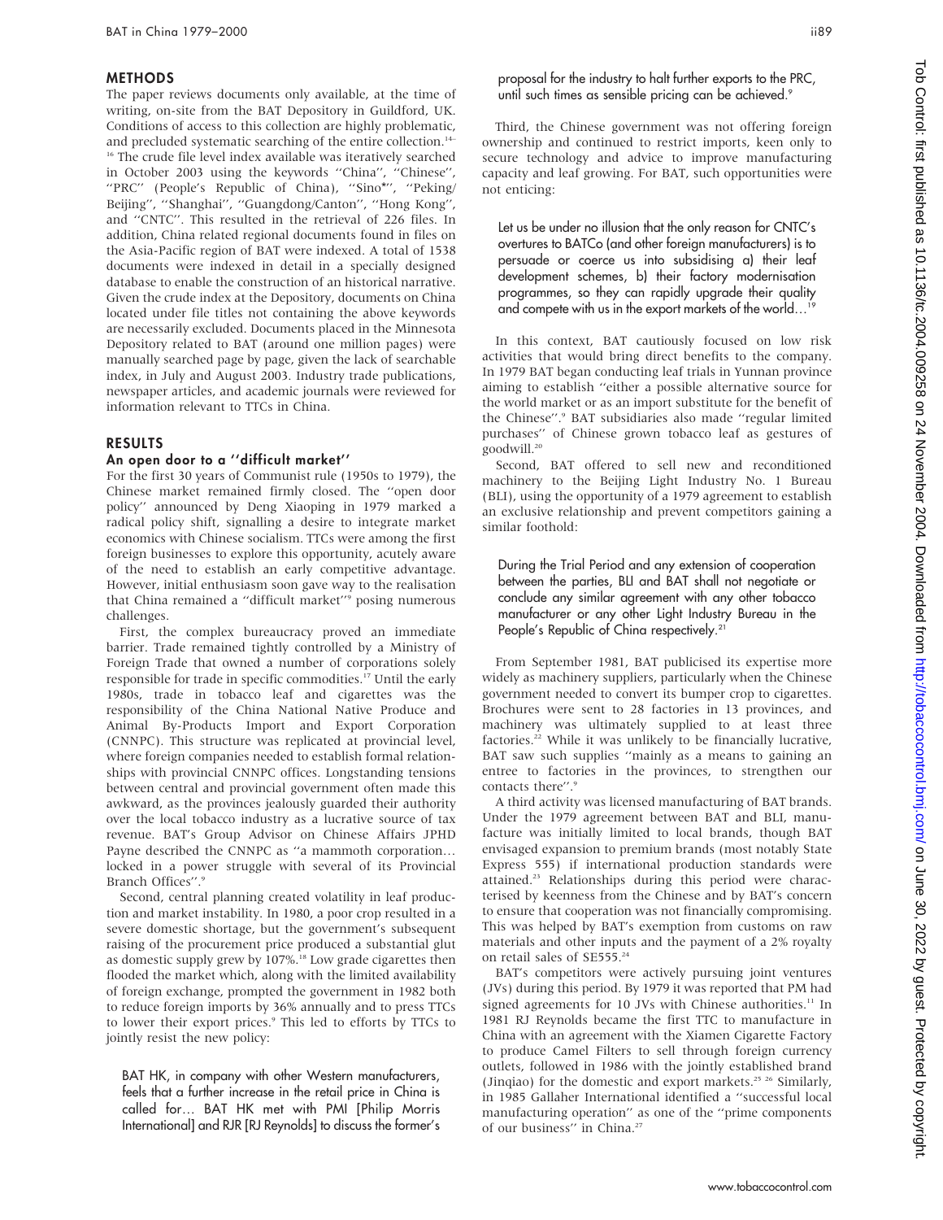## METHODS

The paper reviews documents only available, at the time of writing, on-site from the BAT Depository in Guildford, UK. Conditions of access to this collection are highly problematic, and precluded systematic searching of the entire collection.[14–16] The crude file level index available was iteratively searched in October 2003 using the keywords "China", "Chinese", "PRC" (People's Republic of China), "Sino*", "Peking/Beijing", "Shanghai", "Guangdong/Canton", "Hong Kong", and "CNTC". This resulted in the retrieval of 226 files. In addition, China related regional documents found in files on the Asia-Pacific region of BAT were indexed. A total of 1538 documents were indexed in detail in a specially designed database to enable the construction of an historical narrative. Given the crude index at the Depository, documents on China located under file titles not containing the above keywords are necessarily excluded. Documents placed in the Minnesota Depository related to BAT (around one million pages) were manually searched page by page, given the lack of searchable index, in July and August 2003. Industry trade publications, newspaper articles, and academic journals were reviewed for information relevant to TTCs in China.

## RESULTS

### An open door to a "difficult market"

For the first 30 years of Communist rule (1950s to 1979), the Chinese market remained firmly closed. The "open door policy" announced by Deng Xiaoping in 1979 marked a radical policy shift, signalling a desire to integrate market economics with Chinese socialism. TTCs were among the first foreign businesses to explore this opportunity, acutely aware of the need to establish an early competitive advantage. However, initial enthusiasm soon gave way to the realisation that China remained a "difficult market"[9] posing numerous challenges.

First, the complex bureaucracy proved an immediate barrier. Trade remained tightly controlled by a Ministry of Foreign Trade that owned a number of corporations solely responsible for trade in specific commodities.[17] Until the early 1980s, trade in tobacco leaf and cigarettes was the responsibility of the China National Native Produce and Animal By-Products Import and Export Corporation (CNNPC). This structure was replicated at provincial level, where foreign companies needed to establish formal relationships with provincial CNNPC offices. Longstanding tensions between central and provincial government often made this awkward, as the provinces jealously guarded their authority over the local tobacco industry as a lucrative source of tax revenue. BAT's Group Advisor on Chinese Affairs JPHD Payne described the CNNPC as "a mammoth corporation… locked in a power struggle with several of its Provincial Branch Offices".[9]

Second, central planning created volatility in leaf production and market instability. In 1980, a poor crop resulted in a severe domestic shortage, but the government's subsequent raising of the procurement price produced a substantial glut as domestic supply grew by 107%.[18] Low grade cigarettes then flooded the market which, along with the limited availability of foreign exchange, prompted the government in 1982 both to reduce foreign imports by 36% annually and to press TTCs to lower their export prices.[9] This led to efforts by TTCs to jointly resist the new policy:

> BAT HK, in company with other Western manufacturers, feels that a further increase in the retail price in China is called for… BAT HK met with PMI [Philip Morris International] and RJR [RJ Reynolds] to discuss the former's proposal for the industry to halt further exports to the PRC, until such times as sensible pricing can be achieved.[9]

Third, the Chinese government was not offering foreign ownership and continued to restrict imports, keen only to secure technology and advice to improve manufacturing capacity and leaf growing. For BAT, such opportunities were not enticing:

> Let us be under no illusion that the only reason for CNTC's overtures to BATCo (and other foreign manufacturers) is to persuade or coerce us into subsidising a) their leaf development schemes, b) their factory modernisation programmes, so they can rapidly upgrade their quality and compete with us in the export markets of the world…[19]

In this context, BAT cautiously focused on low risk activities that would bring direct benefits to the company. In 1979 BAT began conducting leaf trials in Yunnan province aiming to establish "either a possible alternative source for the world market or as an import substitute for the benefit of the Chinese".[9] BAT subsidiaries also made "regular limited purchases" of Chinese grown tobacco leaf as gestures of goodwill.[20]

Second, BAT offered to sell new and reconditioned machinery to the Beijing Light Industry No. 1 Bureau (BLI), using the opportunity of a 1979 agreement to establish an exclusive relationship and prevent competitors gaining a similar foothold:

> During the Trial Period and any extension of cooperation between the parties, BLI and BAT shall not negotiate or conclude any similar agreement with any other tobacco manufacturer or any other Light Industry Bureau in the People's Republic of China respectively.[21]

From September 1981, BAT publicised its expertise more widely as machinery suppliers, particularly when the Chinese government needed to convert its bumper crop to cigarettes. Brochures were sent to 28 factories in 13 provinces, and machinery was ultimately supplied to at least three factories.[22] While it was unlikely to be financially lucrative, BAT saw such supplies "mainly as a means to gaining an entree to factories in the provinces, to strengthen our contacts there".[9]

A third activity was licensed manufacturing of BAT brands. Under the 1979 agreement between BAT and BLI, manufacture was initially limited to local brands, though BAT envisaged expansion to premium brands (most notably State Express 555) if international production standards were attained.[23] Relationships during this period were characterised by keenness from the Chinese and by BAT's concern to ensure that cooperation was not financially compromising. This was helped by BAT's exemption from customs on raw materials and other inputs and the payment of a 2% royalty on retail sales of SE555.[24]

BAT's competitors were actively pursuing joint ventures (JVs) during this period. By 1979 it was reported that PM had signed agreements for 10 JVs with Chinese authorities.[11] In 1981 RJ Reynolds became the first TTC to manufacture in China with an agreement with the Xiamen Cigarette Factory to produce Camel Filters to sell through foreign currency outlets, followed in 1986 with the jointly established brand (Jinqiao) for the domestic and export markets.[25 26] Similarly, in 1985 Gallaher International identified a "successful local manufacturing operation" as one of the "prime components of our business" in China.[27]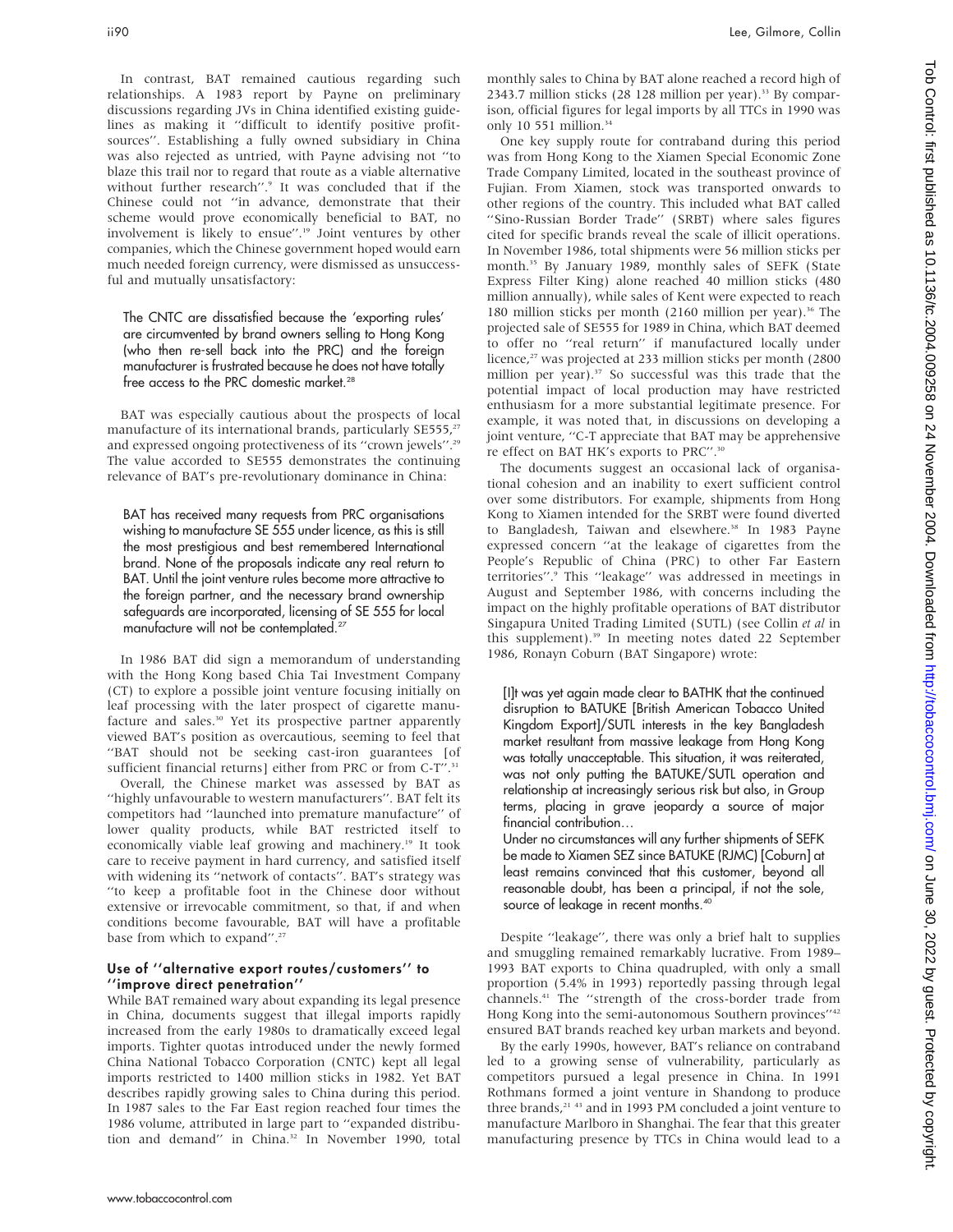In contrast, BAT remained cautious regarding such relationships. A 1983 report by Payne on preliminary discussions regarding JVs in China identified existing guidelines as making it ''difficult to identify positive profit-sources''. Establishing a fully owned subsidiary in China was also rejected as untried, with Payne advising not ''to blaze this trail nor to regard that route as a viable alternative without further research''.[9] It was concluded that if the Chinese could not ''in advance, demonstrate that their scheme would prove economically beneficial to BAT, no involvement is likely to ensue''.[19] Joint ventures by other companies, which the Chinese government hoped would earn much needed foreign currency, were dismissed as unsuccessful and mutually unsatisfactory:

> The CNTC are dissatisfied because the 'exporting rules' are circumvented by brand owners selling to Hong Kong (who then re-sell back into the PRC) and the foreign manufacturer is frustrated because he does not have totally free access to the PRC domestic market.[28]

BAT was especially cautious about the prospects of local manufacture of its international brands, particularly SE555,[27] and expressed ongoing protectiveness of its ''crown jewels''.[29] The value accorded to SE555 demonstrates the continuing relevance of BAT's pre-revolutionary dominance in China:

> BAT has received many requests from PRC organisations wishing to manufacture SE 555 under licence, as this is still the most prestigious and best remembered International brand. None of the proposals indicate any real return to BAT. Until the joint venture rules become more attractive to the foreign partner, and the necessary brand ownership safeguards are incorporated, licensing of SE 555 for local manufacture will not be contemplated.[27]

In 1986 BAT did sign a memorandum of understanding with the Hong Kong based Chia Tai Investment Company (CT) to explore a possible joint venture focusing initially on leaf processing with the later prospect of cigarette manufacture and sales.[30] Yet its prospective partner apparently viewed BAT's position as overcautious, seeming to feel that ''BAT should not be seeking cast-iron guarantees [of sufficient financial returns] either from PRC or from C-T''.[31]

Overall, the Chinese market was assessed by BAT as ''highly unfavourable to western manufacturers''. BAT felt its competitors had ''launched into premature manufacture'' of lower quality products, while BAT restricted itself to economically viable leaf growing and machinery.[19] It took care to receive payment in hard currency, and satisfied itself with widening its ''network of contacts''. BAT's strategy was ''to keep a profitable foot in the Chinese door without extensive or irrevocable commitment, so that, if and when conditions become favourable, BAT will have a profitable base from which to expand''.[27]

### Use of ''alternative export routes/customers'' to ''improve direct penetration''

While BAT remained wary about expanding its legal presence in China, documents suggest that illegal imports rapidly increased from the early 1980s to dramatically exceed legal imports. Tighter quotas introduced under the newly formed China National Tobacco Corporation (CNTC) kept all legal imports restricted to 1400 million sticks in 1982. Yet BAT describes rapidly growing sales to China during this period. In 1987 sales to the Far East region reached four times the 1986 volume, attributed in large part to ''expanded distribution and demand'' in China.[32] In November 1990, total monthly sales to China by BAT alone reached a record high of 2343.7 million sticks (28 128 million per year).[33] By comparison, official figures for legal imports by all TTCs in 1990 was only 10 551 million.[34]

One key supply route for contraband during this period was from Hong Kong to the Xiamen Special Economic Zone Trade Company Limited, located in the southeast province of Fujian. From Xiamen, stock was transported onwards to other regions of the country. This included what BAT called ''Sino-Russian Border Trade'' (SRBT) where sales figures cited for specific brands reveal the scale of illicit operations. In November 1986, total shipments were 56 million sticks per month.[35] By January 1989, monthly sales of SEFK (State Express Filter King) alone reached 40 million sticks (480 million annually), while sales of Kent were expected to reach 180 million sticks per month (2160 million per year).[36] The projected sale of SE555 for 1989 in China, which BAT deemed to offer no ''real return'' if manufactured locally under licence,[27] was projected at 233 million sticks per month (2800 million per year).[37] So successful was this trade that the potential impact of local production may have restricted enthusiasm for a more substantial legitimate presence. For example, it was noted that, in discussions on developing a joint venture, ''C-T appreciate that BAT may be apprehensive re effect on BAT HK's exports to PRC''.[30]

The documents suggest an occasional lack of organisational cohesion and an inability to exert sufficient control over some distributors. For example, shipments from Hong Kong to Xiamen intended for the SRBT were found diverted to Bangladesh, Taiwan and elsewhere.[38] In 1983 Payne expressed concern ''at the leakage of cigarettes from the People's Republic of China (PRC) to other Far Eastern territories''.[9] This ''leakage'' was addressed in meetings in August and September 1986, with concerns including the impact on the highly profitable operations of BAT distributor Singapura United Trading Limited (SUTL) (see Collin *et al* in this supplement).[39] In meeting notes dated 22 September 1986, Ronayn Coburn (BAT Singapore) wrote:

> [I]t was yet again made clear to BATHK that the continued disruption to BATUKE [British American Tobacco United Kingdom Export]/SUTL interests in the key Bangladesh market resultant from massive leakage from Hong Kong was totally unacceptable. This situation, it was reiterated, was not only putting the BATUKE/SUTL operation and relationship at increasingly serious risk but also, in Group terms, placing in grave jeopardy a source of major financial contribution…
>
> Under no circumstances will any further shipments of SEFK be made to Xiamen SEZ since BATUKE (RJMC) [Coburn] at least remains convinced that this customer, beyond all reasonable doubt, has been a principal, if not the sole, source of leakage in recent months.[40]

Despite ''leakage'', there was only a brief halt to supplies and smuggling remained remarkably lucrative. From 1989–1993 BAT exports to China quadrupled, with only a small proportion (5.4% in 1993) reportedly passing through legal channels.[41] The ''strength of the cross-border trade from Hong Kong into the semi-autonomous Southern provinces''[42] ensured BAT brands reached key urban markets and beyond.

By the early 1990s, however, BAT's reliance on contraband led to a growing sense of vulnerability, particularly as competitors pursued a legal presence in China. In 1991 Rothmans formed a joint venture in Shandong to produce three brands,[21,43] and in 1993 PM concluded a joint venture to manufacture Marlboro in Shanghai. The fear that this greater manufacturing presence by TTCs in China would lead to a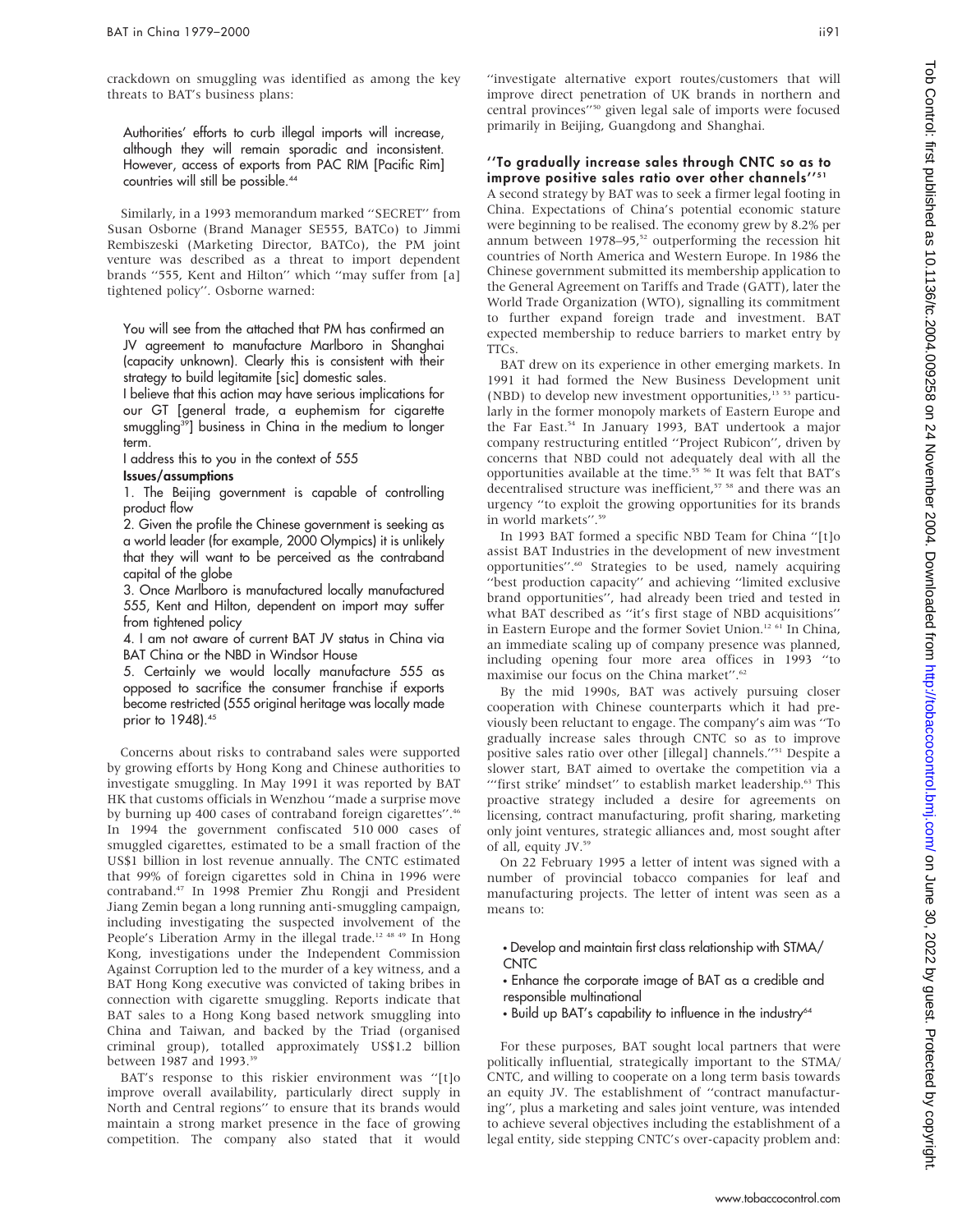crackdown on smuggling was identified as among the key threats to BAT's business plans:

> Authorities' efforts to curb illegal imports will increase, although they will remain sporadic and inconsistent. However, access of exports from PAC RIM [Pacific Rim] countries will still be possible.[44]

Similarly, in a 1993 memorandum marked ''SECRET'' from Susan Osborne (Brand Manager SE555, BATCo) to Jimmi Rembiszeski (Marketing Director, BATCo), the PM joint venture was described as a threat to import dependent brands ''555, Kent and Hilton'' which ''may suffer from [a] tightened policy''. Osborne warned:

> You will see from the attached that PM has confirmed an JV agreement to manufacture Marlboro in Shanghai (capacity unknown). Clearly this is consistent with their strategy to build legitamite [sic] domestic sales.
>
> I believe that this action may have serious implications for our GT [general trade, a euphemism for cigarette smuggling[39]] business in China in the medium to longer term.
>
> I address this to you in the context of 555
>
> **Issues/assumptions**
>
> 1. The Beijing government is capable of controlling product flow
> 2. Given the profile the Chinese government is seeking as a world leader (for example, 2000 Olympics) it is unlikely that they will want to be perceived as the contraband capital of the globe
> 3. Once Marlboro is manufactured locally manufactured 555, Kent and Hilton, dependent on import may suffer from tightened policy
> 4. I am not aware of current BAT JV status in China via BAT China or the NBD in Windsor House
> 5. Certainly we would locally manufacture 555 as opposed to sacrifice the consumer franchise if exports become restricted (555 original heritage was locally made prior to 1948).[45]

Concerns about risks to contraband sales were supported by growing efforts by Hong Kong and Chinese authorities to investigate smuggling. In May 1991 it was reported by BAT HK that customs officials in Wenzhou ''made a surprise move by burning up 400 cases of contraband foreign cigarettes''.[46] In 1994 the government confiscated 510 000 cases of smuggled cigarettes, estimated to be a small fraction of the US$1 billion in lost revenue annually. The CNTC estimated that 99% of foreign cigarettes sold in China in 1996 were contraband.[47] In 1998 Premier Zhu Rongji and President Jiang Zemin began a long running anti-smuggling campaign, including investigating the suspected involvement of the People's Liberation Army in the illegal trade.[12 48 49] In Hong Kong, investigations under the Independent Commission Against Corruption led to the murder of a key witness, and a BAT Hong Kong executive was convicted of taking bribes in connection with cigarette smuggling. Reports indicate that BAT sales to a Hong Kong based network smuggling into China and Taiwan, and backed by the Triad (organised criminal group), totalled approximately US$1.2 billion between 1987 and 1993.[39]

BAT's response to this riskier environment was ''[t]o improve overall availability, particularly direct supply in North and Central regions'' to ensure that its brands would maintain a strong market presence in the face of growing competition. The company also stated that it would ''investigate alternative export routes/customers that will improve direct penetration of UK brands in northern and central provinces''[50] given legal sale of imports were focused primarily in Beijing, Guangdong and Shanghai.

### ''To gradually increase sales through CNTC so as to improve positive sales ratio over other channels''[51]

A second strategy by BAT was to seek a firmer legal footing in China. Expectations of China's potential economic stature were beginning to be realised. The economy grew by 8.2% per annum between 1978–95,[52] outperforming the recession hit countries of North America and Western Europe. In 1986 the Chinese government submitted its membership application to the General Agreement on Tariffs and Trade (GATT), later the World Trade Organization (WTO), signalling its commitment to further expand foreign trade and investment. BAT expected membership to reduce barriers to market entry by TTCs.

BAT drew on its experience in other emerging markets. In 1991 it had formed the New Business Development unit (NBD) to develop new investment opportunities,[13 53] particularly in the former monopoly markets of Eastern Europe and the Far East.[54] In January 1993, BAT undertook a major company restructuring entitled ''Project Rubicon'', driven by concerns that NBD could not adequately deal with all the opportunities available at the time.[55 56] It was felt that BAT's decentralised structure was inefficient,[57 58] and there was an urgency ''to exploit the growing opportunities for its brands in world markets''.[59]

In 1993 BAT formed a specific NBD Team for China ''[t]o assist BAT Industries in the development of new investment opportunities''.[60] Strategies to be used, namely acquiring ''best production capacity'' and achieving ''limited exclusive brand opportunities'', had already been tried and tested in what BAT described as ''it's first stage of NBD acquisitions'' in Eastern Europe and the former Soviet Union.[12 61] In China, an immediate scaling up of company presence was planned, including opening four more area offices in 1993 ''to maximise our focus on the China market''.[62]

By the mid 1990s, BAT was actively pursuing closer cooperation with Chinese counterparts which it had previously been reluctant to engage. The company's aim was ''To gradually increase sales through CNTC so as to improve positive sales ratio over other [illegal] channels.''[51] Despite a slower start, BAT aimed to overtake the competition via a '''first strike' mindset'' to establish market leadership.[63] This proactive strategy included a desire for agreements on licensing, contract manufacturing, profit sharing, marketing only joint ventures, strategic alliances and, most sought after of all, equity JV.[59]

On 22 February 1995 a letter of intent was signed with a number of provincial tobacco companies for leaf and manufacturing projects. The letter of intent was seen as a means to:

> • Develop and maintain first class relationship with STMA/CNTC
> • Enhance the corporate image of BAT as a credible and responsible multinational
> • Build up BAT's capability to influence in the industry[64]

For these purposes, BAT sought local partners that were politically influential, strategically important to the STMA/CNTC, and willing to cooperate on a long term basis towards an equity JV. The establishment of ''contract manufacturing'', plus a marketing and sales joint venture, was intended to achieve several objectives including the establishment of a legal entity, side stepping CNTC's over-capacity problem and: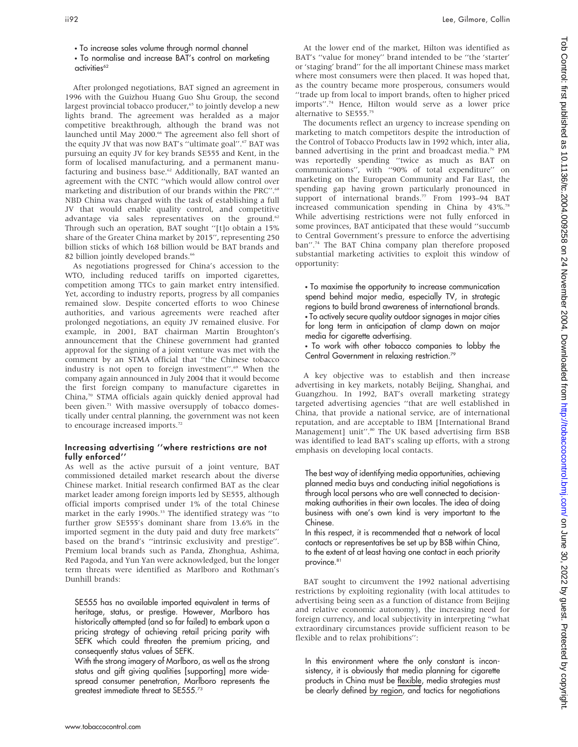- To increase sales volume through normal channel
- To normalise and increase BAT's control on marketing activities[62]

After prolonged negotiations, BAT signed an agreement in 1996 with the Guizhou Huang Guo Shu Group, the second largest provincial tobacco producer,[63] to jointly develop a new lights brand. The agreement was heralded as a major competitive breakthrough, although the brand was not launched until May 2000.[66] The agreement also fell short of the equity JV that was now BAT's ''ultimate goal''.[67] BAT was pursuing an equity JV for key brands SE555 and Kent, in the form of localised manufacturing, and a permanent manufacturing and business base.[62] Additionally, BAT wanted an agreement with the CNTC ''which would allow control over marketing and distribution of our brands within the PRC''.[68] NBD China was charged with the task of establishing a full JV that would enable quality control, and competitive advantage via sales representatives on the ground.[62] Through such an operation, BAT sought ''[t]o obtain a 15% share of the Greater China market by 2015'', representing 250 billion sticks of which 168 billion would be BAT brands and 82 billion jointly developed brands.[66]

As negotiations progressed for China's accession to the WTO, including reduced tariffs on imported cigarettes, competition among TTCs to gain market entry intensified. Yet, according to industry reports, progress by all companies remained slow. Despite concerted efforts to woo Chinese authorities, and various agreements were reached after prolonged negotiations, an equity JV remained elusive. For example, in 2001, BAT chairman Martin Broughton's announcement that the Chinese government had granted approval for the signing of a joint venture was met with the comment by an STMA official that ''the Chinese tobacco industry is not open to foreign investment''.[69] When the company again announced in July 2004 that it would become the first foreign company to manufacture cigarettes in China,[70] STMA officials again quickly denied approval had been given.[71] With massive oversupply of tobacco domestically under central planning, the government was not keen to encourage increased imports.[72]

### Increasing advertising ''where restrictions are not fully enforced''

As well as the active pursuit of a joint venture, BAT commissioned detailed market research about the diverse Chinese market. Initial research confirmed BAT as the clear market leader among foreign imports led by SE555, although official imports comprised under 1% of the total Chinese market in the early 1990s.[33] The identified strategy was ''to further grow SE555's dominant share from 13.6% in the imported segment in the duty paid and duty free markets'' based on the brand's ''intrinsic exclusivity and prestige''. Premium local brands such as Panda, Zhonghua, Ashima, Red Pagoda, and Yun Yan were acknowledged, but the longer term threats were identified as Marlboro and Rothman's Dunhill brands:

> SE555 has no available imported equivalent in terms of heritage, status, or prestige. However, Marlboro has historically attempted (and so far failed) to embark upon a pricing strategy of achieving retail pricing parity with SEFK which could threaten the premium pricing, and consequently status values of SEFK.
>
> With the strong imagery of Marlboro, as well as the strong status and gift giving qualities [supporting] more widespread consumer penetration, Marlboro represents the greatest immediate threat to SE555.[73]

At the lower end of the market, Hilton was identified as BAT's ''value for money'' brand intended to be ''the 'starter' or 'staging' brand'' for the all important Chinese mass market where most consumers were then placed. It was hoped that, as the country became more prosperous, consumers would ''trade up from local to import brands, often to higher priced imports''.[74] Hence, Hilton would serve as a lower price alternative to SE555.[75]

The documents reflect an urgency to increase spending on marketing to match competitors despite the introduction of the Control of Tobacco Products law in 1992 which, inter alia, banned advertising in the print and broadcast media.[76] PM was reportedly spending ''twice as much as BAT on communications'', with ''90% of total expenditure'' on marketing on the European Community and Far East, the spending gap having grown particularly pronounced in support of international brands.[77] From 1993–94 BAT increased communication spending in China by 43%.[78] While advertising restrictions were not fully enforced in some provinces, BAT anticipated that these would ''succumb to Central Government's pressure to enforce the advertising ban''.[74] The BAT China company plan therefore proposed substantial marketing activities to exploit this window of opportunity:

> - To maximise the opportunity to increase communication spend behind major media, especially TV, in strategic regions to build brand awareness of international brands.
> - To actively secure quality outdoor signages in major cities for long term in anticipation of clamp down on major media for cigarette advertising.
> - To work with other tobacco companies to lobby the Central Government in relaxing restriction.[79]

A key objective was to establish and then increase advertising in key markets, notably Beijing, Shanghai, and Guangzhou. In 1992, BAT's overall marketing strategy targeted advertising agencies ''that are well established in China, that provide a national service, are of international reputation, and are acceptable to IBM [International Brand Management] unit''.[80] The UK based advertising firm BSB was identified to lead BAT's scaling up efforts, with a strong emphasis on developing local contacts.

> The best way of identifying media opportunities, achieving planned media buys and conducting initial negotiations is through local persons who are well connected to decision-making authorities in their own locales. The idea of doing business with one's own kind is very important to the Chinese.
>
> In this respect, it is recommended that a network of local contacts or representatives be set up by BSB within China, to the extent of at least having one contact in each priority province.[81]

BAT sought to circumvent the 1992 national advertising restrictions by exploiting regionality (with local attitudes to advertising being seen as a function of distance from Beijing and relative economic autonomy), the increasing need for foreign currency, and local subjectivity in interpreting ''what extraordinary circumstances provide sufficient reason to be flexible and to relax prohibitions'':

> In this environment where the only constant is inconsistency, it is obviously that media planning for cigarette products in China must be <u>flexible</u>, media strategies must be clearly defined <u>by region</u>, and tactics for negotiations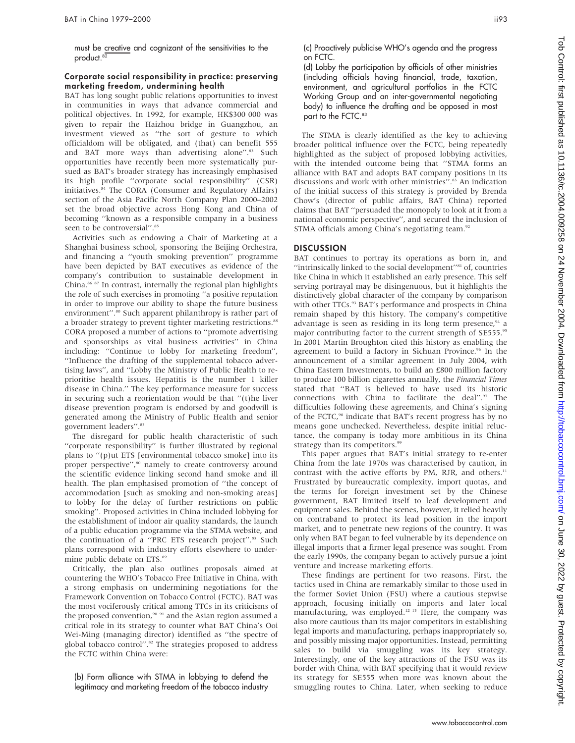must be creative and cognizant of the sensitivities to the product.[82]

### Corporate social responsibility in practice: preserving marketing freedom, undermining health

BAT has long sought public relations opportunities to invest in communities in ways that advance commercial and political objectives. In 1992, for example, HK$300 000 was given to repair the Haizhou bridge in Guangzhou, an investment viewed as ''the sort of gesture to which officialdom will be obligated, and (that) can benefit 555 and BAT more ways than advertising alone''.[83] Such opportunities have recently been more systematically pursued as BAT's broader strategy has increasingly emphasised its high profile ''corporate social responsibility'' (CSR) initiatives.[84] The CORA (Consumer and Regulatory Affairs) section of the Asia Pacific North Company Plan 2000–2002 set the broad objective across Hong Kong and China of becoming ''known as a responsible company in a business seen to be controversial''.[85]

Activities such as endowing a Chair of Marketing at a Shanghai business school, sponsoring the Beijing Orchestra, and financing a ''youth smoking prevention'' programme have been depicted by BAT executives as evidence of the company's contribution to sustainable development in China.[86 87] In contrast, internally the regional plan highlights the role of such exercises in promoting ''a positive reputation in order to improve our ability to shape the future business environment''.[80] Such apparent philanthropy is rather part of a broader strategy to prevent tighter marketing restrictions.[88] CORA proposed a number of actions to ''promote advertising and sponsorships as vital business activities'' in China including: ''Continue to lobby for marketing freedom'', ''Influence the drafting of the supplemental tobacco advertising laws'', and ''Lobby the Ministry of Public Health to re-prioritise health issues. Hepatitis is the number 1 killer disease in China.'' The key performance measure for success in securing such a reorientation would be that ''(t)he liver disease prevention program is endorsed by and goodwill is generated among the Ministry of Public Health and senior government leaders''.[83]

The disregard for public health characteristic of such ''corporate responsibility'' is further illustrated by regional plans to ''(p)ut ETS [environmental tobacco smoke] into its proper perspective'',[80] namely to create controversy around the scientific evidence linking second hand smoke and ill health. The plan emphasised promotion of ''the concept of accommodation [such as smoking and non-smoking areas] to lobby for the delay of further restrictions on public smoking''. Proposed activities in China included lobbying for the establishment of indoor air quality standards, the launch of a public education programme via the STMA website, and the continuation of a ''PRC ETS research project''.[83] Such plans correspond with industry efforts elsewhere to undermine public debate on ETS.[89]

Critically, the plan also outlines proposals aimed at countering the WHO's Tobacco Free Initiative in China, with a strong emphasis on undermining negotiations for the Framework Convention on Tobacco Control (FCTC). BAT was the most vociferously critical among TTCs in its criticisms of the proposed convention,[90 91] and the Asian region assumed a critical role in its strategy to counter what BAT China's Ooi Wei-Ming (managing director) identified as ''the spectre of global tobacco control''.[82] The strategies proposed to address the FCTC within China were:

(b) Form alliance with STMA in lobbying to defend the legitimacy and marketing freedom of the tobacco industry

(c) Proactively publicise WHO's agenda and the progress on FCTC.

(d) Lobby the participation by officials of other ministries (including officials having financial, trade, taxation, environment, and agricultural portfolios in the FCTC Working Group and an inter-governmental negotiating body) to influence the drafting and be opposed in most part to the FCTC.[83]

The STMA is clearly identified as the key to achieving broader political influence over the FCTC, being repeatedly highlighted as the subject of proposed lobbying activities, with the intended outcome being that ''STMA forms an alliance with BAT and adopts BAT company positions in its discussions and work with other ministries''.[83] An indication of the initial success of this strategy is provided by Brenda Chow's (director of public affairs, BAT China) reported claims that BAT ''persuaded the monopoly to look at it from a national economic perspective'', and secured the inclusion of STMA officials among China's negotiating team.[92]

## DISCUSSION

BAT continues to portray its operations as born in, and ''intrinsically linked to the social development''[81] of, countries like China in which it established an early presence. This self serving portrayal may be disingenuous, but it highlights the distinctively global character of the company by comparison with other TTCs.[93] BAT's performance and prospects in China remain shaped by this history. The company's competitive advantage is seen as residing in its long term presence,[94] a major contributing factor to the current strength of SE555.[95] In 2001 Martin Broughton cited this history as enabling the agreement to build a factory in Sichuan Province.[96] In the announcement of a similar agreement in July 2004, with China Eastern Investments, to build an £800 million factory to produce 100 billion cigarettes annually, the *Financial Times* stated that ''BAT is believed to have used its historic connections with China to facilitate the deal''.[97] The difficulties following these agreements, and China's signing of the FCTC,[98] indicate that BAT's recent progress has by no means gone unchecked. Nevertheless, despite initial reluctance, the company is today more ambitious in its China strategy than its competitors.[99]

This paper argues that BAT's initial strategy to re-enter China from the late 1970s was characterised by caution, in contrast with the active efforts by PM, RJR, and others.[11] Frustrated by bureaucratic complexity, import quotas, and the terms for foreign investment set by the Chinese government, BAT limited itself to leaf development and equipment sales. Behind the scenes, however, it relied heavily on contraband to protect its lead position in the import market, and to penetrate new regions of the country. It was only when BAT began to feel vulnerable by its dependence on illegal imports that a firmer legal presence was sought. From the early 1990s, the company began to actively pursue a joint venture and increase marketing efforts.

These findings are pertinent for two reasons. First, the tactics used in China are remarkably similar to those used in the former Soviet Union (FSU) where a cautious stepwise approach, focusing initially on imports and later local manufacturing, was employed.[12 13] Here, the company was also more cautious than its major competitors in establishing legal imports and manufacturing, perhaps inappropriately so, and possibly missing major opportunities. Instead, permitting sales to build via smuggling was its key strategy. Interestingly, one of the key attractions of the FSU was its border with China, with BAT specifying that it would review its strategy for SE555 when more was known about the smuggling routes to China. Later, when seeking to reduce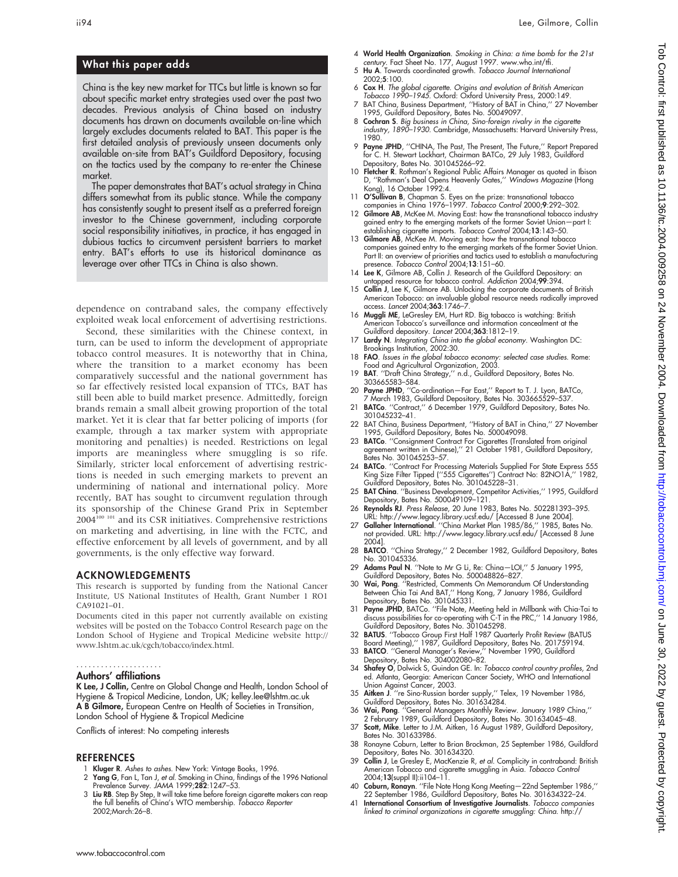## What this paper adds

China is the key new market for TTCs but little is known so far about specific market entry strategies used over the past two decades. Previous analysis of China based on industry documents has drawn on documents available on-line which largely excludes documents related to BAT. This paper is the first detailed analysis of previously unseen documents only available on-site from BAT's Guildford Depository, focusing on the tactics used by the company to re-enter the Chinese market.

The paper demonstrates that BAT's actual strategy in China differs somewhat from its public stance. While the company has consistently sought to present itself as a preferred foreign investor to the Chinese government, including corporate social responsibility initiatives, in practice, it has engaged in dubious tactics to circumvent persistent barriers to market entry. BAT's efforts to use its historical dominance as leverage over other TTCs in China is also shown.

dependence on contraband sales, the company effectively exploited weak local enforcement of advertising restrictions.

Second, these similarities with the Chinese context, in turn, can be used to inform the development of appropriate tobacco control measures. It is noteworthy that in China, where the transition to a market economy has been comparatively successful and the national government has so far effectively resisted local expansion of TTCs, BAT has still been able to build market presence. Admittedly, foreign brands remain a small albeit growing proportion of the total market. Yet it is clear that far better policing of imports (for example, through a tax marker system with appropriate monitoring and penalties) is needed. Restrictions on legal imports are meaningless where smuggling is so rife. Similarly, stricter local enforcement of advertising restrictions is needed in such emerging markets to prevent an undermining of national and international policy. More recently, BAT has sought to circumvent regulation through its sponsorship of the Chinese Grand Prix in September 2004[100 101] and its CSR initiatives. Comprehensive restrictions on marketing and advertising, in line with the FCTC, and effective enforcement by all levels of government, and by all governments, is the only effective way forward.

## ACKNOWLEDGEMENTS

This research is supported by funding from the National Cancer Institute, US National Institutes of Health, Grant Number 1 RO1 CA91021–01.

Documents cited in this paper not currently available on existing websites will be posted on the Tobacco Control Research page on the London School of Hygiene and Tropical Medicine website http://www.lshtm.ac.uk/cgch/tobacco/index.html.

### Authors' affiliations

**K Lee, J Collin,** Centre on Global Change and Health, London School of Hygiene & Tropical Medicine, London, UK; kelley.lee@lshtm.ac.uk
**A B Gilmore,** European Centre on Health of Societies in Transition, London School of Hygiene & Tropical Medicine

Conflicts of interest: No competing interests

## REFERENCES

1. **Kluger R**. *Ashes to ashes*. New York: Vintage Books, 1996.
2. **Yang G**, Fan L, Tan J, *et al*. Smoking in China, findings of the 1996 National Prevalence Survey. *JAMA* 1999;**282**:1247–53.
3. **Liu RB**. Step By Step, It will take time before foreign cigarette makers can reap the full benefits of China's WTO membership. *Tobacco Reporter* 2002;March:26–8.
4. **World Health Organization**. *Smoking in China: a time bomb for the 21st century*. Fact Sheet No. 177, August 1997. www.who.int/tfi.
5. **Hu A**. Towards coordinated growth. *Tobacco Journal International* 2002;**5**:100.
6. **Cox H**. *The global cigarette. Origins and evolution of British American Tobacco 1990–1945*. Oxford: Oxford University Press, 2000:149.
7. BAT China, Business Department, ''History of BAT in China,'' 27 November 1995, Guildford Depository, Bates No. 50049097.
8. **Cochran S**. *Big business in China, Sino-foreign rivalry in the cigarette industry, 1890–1930*. Cambridge, Massachusetts: Harvard University Press, 1980.
9. **Payne JPHD**, ''CHINA, The Past, The Present, The Future,'' Report Prepared for C. H. Stewart Lockhart, Chairman BATCo, 29 July 1983, Guildford Depository, Bates No. 301045266–92.
10. **Fletcher R**. Rothman's Regional Public Affairs Manager as quoted in Ibison D, ''Rothman's Deal Opens Heavenly Gates,'' *Windows Magazine* (Hong Kong), 16 October 1992:4.
11. **O'Sullivan B**, Chapman S. Eyes on the prize: transnational tobacco companies in China 1976–1997. *Tobacco Control* 2000;**9**:292–302.
12. **Gilmore AB**, McKee M. Moving East: how the transnational tobacco industry gained entry to the emerging markets of the former Soviet Union—part I: establishing cigarette imports. *Tobacco Control* 2004;**13**:143–50.
13. **Gilmore AB**, McKee M. Moving east: how the transnational tobacco companies gained entry to the emerging markets of the former Soviet Union. Part II: an overview of priorities and tactics used to establish a manufacturing presence. *Tobacco Control* 2004;**13**:151–60.
14. **Lee K**, Gilmore AB, Collin J. Research of the Guildford Depository: an untapped resource for tobacco control. *Addiction* 2004;**99**:394.
15. **Collin J**, Lee K, Gilmore AB. Unlocking the corporate documents of British American Tobacco: an invaluable global resource needs radically improved access. *Lancet* 2004;**363**:1746–7.
16. **Muggli ME**, LeGresley EM, Hurt RD. Big tobacco is watching: British American Tobacco's surveillance and information concealment at the Guildford depository. *Lancet* 2004;**363**:1812–19.
17. **Lardy N**. *Integrating China into the global economy*. Washington DC: Brookings Institution, 2002:30.
18. **FAO**. *Issues in the global tobacco economy: selected case studies*. Rome: Food and Agricultural Organization, 2003.
19. **BAT**. ''Draft China Strategy,'' n.d., Guildford Depository, Bates No. 303665583–584.
20. **Payne JPHD**, ''Co-ordination—Far East,'' Report to T. J. Lyon, BATCo, 7 March 1983, Guildford Depository, Bates No. 303665529–537.
21. **BATCo**. ''Contract,'' 6 December 1979, Guildford Depository, Bates No. 301045232–41.
22. BAT China, Business Department, ''History of BAT in China,'' 27 November 1995, Guildford Depository, Bates No. 500049098.
23. **BATCo**. ''Consignment Contract For Cigarettes (Translated from original agreement written in Chinese),'' 21 October 1981, Guildford Depository, Bates No. 301045253–57.
24. **BATCo**. ''Contract For Processing Materials Supplied For State Express 555 King Size Filter Tipped (''555 Cigarettes'') Contract No: 82NO1A,'' 1982, Guildford Depository, Bates No. 301045228–31.
25. **BAT China**. ''Business Development, Competitor Activities,'' 1995, Guildford Depository, Bates No. 500049109–121.
26. **Reynolds RJ**. *Press Release*, 20 June 1983, Bates No. 502281393–395. URL: http://www.legacy.library.ucsf.edu/ [Accessed 8 June 2004].
27. **Gallaher International**. ''China Market Plan 1985/86,'' 1985, Bates No. not provided. URL: http://www.legacy.library.ucsf.edu/ [Accessed 8 June 2004].
28. **BATCO**. ''China Strategy,'' 2 December 1982, Guildford Depository, Bates No. 301045336.
29. **Adams Paul N**. ''Note to Mr G Li, Re: China—LOI,'' 5 January 1995, Guildford Depository, Bates No. 500048826–827.
30. **Wai, Pong**. ''Restricted, Comments On Memorandum Of Understanding Between Chia Tai And BAT,'' Hong Kong, 7 January 1986, Guildford Depository, Bates No. 301045331.
31. **Payne JPHD**, BATCo. ''File Note, Meeting held in Millbank with Chia-Tai to discuss possibilities for co-operating with C-T in the PRC,'' 14 January 1986, Guildford Depository, Bates No. 301045298.
32. **BATUS**. ''Tobacco Group First Half 1987 Quarterly Profit Review (BATUS Board Meeting),'' 1987, Guildford Depository, Bates No. 201759194.
33. **BATCO**. ''General Manager's Review,'' November 1990, Guildford Depository, Bates No. 304002080–82.
34. **Shafey O**, Dolwick S, Guindon GE. In: *Tobacco control country profiles*, 2nd ed. Atlanta, Georgia: American Cancer Society, WHO and International Union Against Cancer, 2003.
35. **Aitken J**. ''re Sino-Russian border supply,'' Telex, 19 November 1986, Guildford Depository, Bates No. 301634284.
36. **Wai, Pong**. ''General Managers Monthly Review. January 1989 China,'' 2 February 1989, Guildford Depository, Bates No. 301634045–48.
37. **Scott, Mike**. Letter to J.M. Aitken, 16 August 1989, Guildford Depository, Bates No. 301633986.
38. Ronayne Coburn, Letter to Brian Brockman, 25 September 1986, Guildford Depository, Bates No. 301634320.
39. **Collin J**, Le Gresley E, MacKenzie R, *et al*. Complicity in contraband: British American Tobacco and cigarette smuggling in Asia. *Tobacco Control* 2004;**13**(suppl II):ii104–11.
40. **Coburn, Ronayn**. ''File Note Hong Kong Meeting—22nd September 1986,'' 22 September 1986, Guildford Depository, Bates No. 301634322–24.
41. **International Consortium of Investigative Journalists**. *Tobacco companies linked to criminal organizations in cigarette smuggling: China*. http://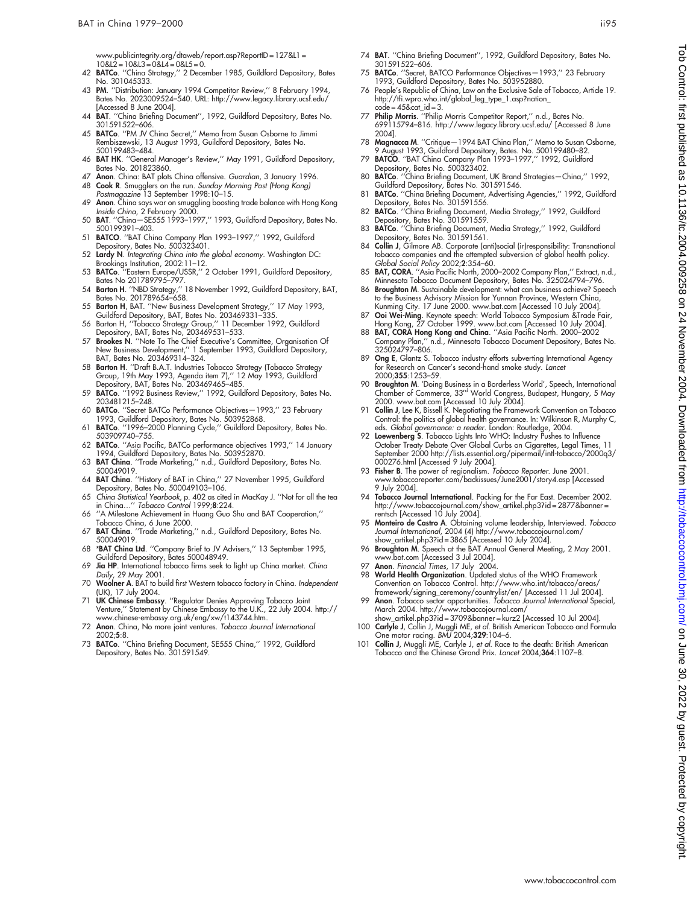www.publicintegrity.org/dtaweb/report.asp?ReportID=127&L1=10&L2=10&L3=0&L4=0&L5=0.

42 **BATCo**. ''China Strategy,'' 2 December 1985, Guildford Depository, Bates No. 301045333.
43 **PM**. ''Distribution: January 1994 Competitor Review,'' 8 February 1994, Bates No. 2023009524–540. URL: http://www.legacy.library.ucsf.edu/ [Accessed 8 June 2004].
44 **BAT**. ''China Briefing Document'', 1992, Guildford Depository, Bates No. 301591522–606.
45 **BATCo**. ''PM JV China Secret,'' Memo from Susan Osborne to Jimmi Rembiszewski, 13 August 1993, Guildford Depository, Bates No. 500199483–484.
46 **BAT HK**. ''General Manager's Review,'' May 1991, Guildford Depository, Bates No. 201823860.
47 **Anon**. China: BAT plots China offensive. *Guardian*, 3 January 1996.
48 **Cook R**. Smugglers on the run. *Sunday Morning Post (Hong Kong) Postmagazine* 13 September 1998:10–15.
49 **Anon**. China says war on smuggling boosting trade balance with Hong Kong *Inside China*, 2 February 2000.
50 **BAT**. ''China—SE555 1993–1997,'' 1993, Guildford Depository, Bates No. 500199391–403.
51 **BATCO**. ''BAT China Company Plan 1993–1997,'' 1992, Guildford Depository, Bates No. 500323401.
52 **Lardy N**. *Integrating China into the global economy*. Washington DC: Brookings Institution, 2002:11–12.
53 **BATCo**. ''Eastern Europe/USSR,'' 2 October 1991, Guildford Depository, Bates No 201789795–797.
54 **Barton H**. ''NBD Strategy,'' 18 November 1992, Guildford Depository, BAT, Bates No. 201789654–658.
55 **Barton H**, BAT. ''New Business Development Strategy,'' 17 May 1993, Guildford Depository, BAT, Bates No. 203469331–335.
56 Barton H, ''Tobacco Strategy Group,'' 11 December 1992, Guildford Depository, BAT, Bates No, 203469531–533.
57 **Brookes N**. ''Note To The Chief Executive's Committee, Organisation Of New Business Development,'' 1 September 1993, Guildford Depository, BAT, Bates No. 203469314–324.
58 **Barton H**. ''Draft B.A.T. Industries Tobacco Strategy (Tobacco Strategy Group, 19th May 1993, Agenda item 7),'' 12 May 1993, Guildford Depository, BAT, Bates No. 203469465–485.
59 **BATCo**. ''1992 Business Review,'' 1992, Guildford Depository, Bates No. 203481215–248.
60 **BATCo**. ''Secret BATCo Performance Objectives—1993,'' 23 February 1993, Guildford Depository, Bates No. 503952868.
61 **BATCo**. ''1996–2000 Planning Cycle,'' Guildford Depository, Bates No. 503909740–755.
62 **BATCo**. ''Asia Pacific, BATCo performance objectives 1993,'' 14 January 1994, Guildford Depository, Bates No. 503952870.
63 **BAT China**. ''Trade Marketing,'' n.d., Guildford Depository, Bates No. 500049019.
64 **BAT China**. ''History of BAT in China,'' 27 November 1995, Guildford Depository, Bates No. 500049103–106.
65 *China Statistical Yearbook*, p. 402 as cited in MacKay J. ''Not for all the tea in China…'' *Tobacco Control* 1999;**8**:224.
66 ''A Milestone Achievement in Huang Guo Shu and BAT Cooperation,'' Tobacco China, 6 June 2000.
67 **BAT China**. ''Trade Marketing,'' n.d., Guildford Depository, Bates No. 500049019.
68 ***BAT China Ltd**. ''Company Brief to JV Advisers,'' 13 September 1995, Guildford Depository, Bates 500048949.
69 **Jia HP**. International tobacco firms seek to light up China market. *China Daily*, 29 May 2001.
70 **Woolner A**. BAT to build first Western tobacco factory in China. *Independent* (UK), 17 July 2004.
71 **UK Chinese Embassy**. ''Regulator Denies Approving Tobacco Joint Venture,'' Statement by Chinese Embassy to the U.K., 22 July 2004. http://www.chinese-embassy.org.uk/eng/xw/t143744.htm.
72 **Anon**. China, No more joint ventures. *Tobacco Journal International* 2002;**5**:8.
73 **BATCo**. ''China Briefing Document, SE555 China,'' 1992, Guildford Depository, Bates No. 301591549.
74 **BAT**. ''China Briefing Document'', 1992, Guildford Depository, Bates No. 301591522–606.
75 **BATCo**. ''Secret, BATCO Performance Objectives—1993,'' 23 February 1993, Guildford Depository, Bates No. 503952880.
76 People's Republic of China, Law on the Exclusive Sale of Tobacco, Article 19. http://tfi.wpro.who.int/global_leg_type_1.asp?nation_code=45&cat_id=3.
77 **Philip Morris**. ''Philip Morris Competitor Report,'' n.d., Bates No. 699115794–816. http://www.legacy.library.ucsf.edu/ [Accessed 8 June 2004].
78 **Magnacca M**. ''Critique—1994 BAT China Plan,'' Memo to Susan Osborne, 9 August 1993, Guildford Depository, Bates. No. 500199480–82.
79 **BATCO**. ''BAT China Company Plan 1993–1997,'' 1992, Guildford Depository, Bates No. 500323402.
80 **BATCo**. ''China Briefing Document, UK Brand Strategies—China,'' 1992, Guildford Depository, Bates No. 301591546.
81 **BATCo**. ''China Briefing Document, Advertising Agencies,'' 1992, Guildford Depository, Bates No. 301591556.
82 **BATCo**. ''China Briefing Document, Media Strategy,'' 1992, Guildford Depository, Bates No. 301591559.
83 **BATCo**. ''China Briefing Document, Media Strategy,'' 1992, Guildford Depository, Bates No. 301591561.
84 **Collin J**, Gilmore AB. Corporate (anti)social (ir)responsibility: Transnational tobacco companies and the attempted subversion of global health policy. *Global Social Policy* 2002;**2**:354–60.
85 **BAT, CORA**. ''Asia Pacific North, 2000–2002 Company Plan,'' Extract, n.d., Minnesota Tobacco Document Depository, Bates No. 325024794–796.
86 **Broughton M**. Sustainable development: what can business achieve? Speech to the Business Advisory Mission for Yunnan Province, Western China, Kunming City. 17 June 2000. www.bat.com [Accessed 10 July 2004].
87 **Ooi Wei-Ming**. Keynote speech: World Tobacco Symposium &Trade Fair, Hong Kong, 27 October 1999. www.bat.com [Accessed 10 July 2004].
88 **BAT, CORA Hong Kong and China**. ''Asia Pacific North. 2000–2002 Company Plan,'' n.d., Minnesota Tobacco Document Depository, Bates No. 325024797–806.
89 **Ong E**, Glantz S. Tobacco industry efforts subverting International Agency for Research on Cancer's second-hand smoke study. *Lancet* 2000;**355**:1253–59.
90 **Broughton M**. 'Doing Business in a Borderless World', Speech, International Chamber of Commerce, 33rd World Congress, Budapest, Hungary, 5 May 2000. www.bat.com [Accessed 10 July 2004].
91 **Collin J**, Lee K, Bissell K. Negotiating the Framework Convention on Tobacco Control: the politics of global health governance. In: Wilkinson R, Murphy C, eds. *Global governance: a reader*. London: Routledge, 2004.
92 **Loewenberg S**. Tobacco Lights Into WHO: Industry Pushes to Influence October Treaty Debate Over Global Curbs on Cigarettes, Legal Times, 11 September 2000 http://lists.essential.org/pipermail/intl-tobacco/2000q3/000276.html [Accessed 9 July 2004].
93 **Fisher B**. The power of regionalism. *Tobacco Reporter*. June 2001. www.tobaccoreporter.com/backissues/June2001/story4.asp [Accessed 9 July 2004].
94 **Tobacco Journal International**. Packing for the Far East. December 2002. http://www.tobaccojournal.com/show_artikel.php3?id=2877&banner=rentsch [Accessed 10 July 2004].
95 **Monteiro de Castro A**. Obtaining volume leadership, Interviewed. *Tobacco Journal International*, 2004 (4) http://www.tobaccojournal.com/show_artikel.php3?id=3865 [Accessed 10 July 2004].
96 **Broughton M**. Speech at the BAT Annual General Meeting, 2 May 2001. www.bat.com [Accessed 3 Jul 2004].
97 **Anon**. *Financial Times*, 17 July 2004.
98 **World Health Organization**. Updated status of the WHO Framework Convention on Tobacco Control. http://www.who.int/tobacco/areas/framework/signing_ceremony/countrylist/en/ [Accessed 11 Jul 2004].
99 **Anon**. Tobacco sector opportunities. *Tobacco Journal International* Special, March 2004. http://www.tobaccojournal.com/show_artikel.php3?id=3709&banner=kurz2 [Accessed 10 Jul 2004].
100 **Carlyle J**, Collin J, Muggli ME, *et al*. British American Tobacco and Formula One motor racing. *BMJ* 2004;**329**:104–6.
101 **Collin J**, Muggli ME, Carlyle J, *et al*. Race to the death: British American Tobacco and the Chinese Grand Prix. *Lancet* 2004;**364**:1107–8.